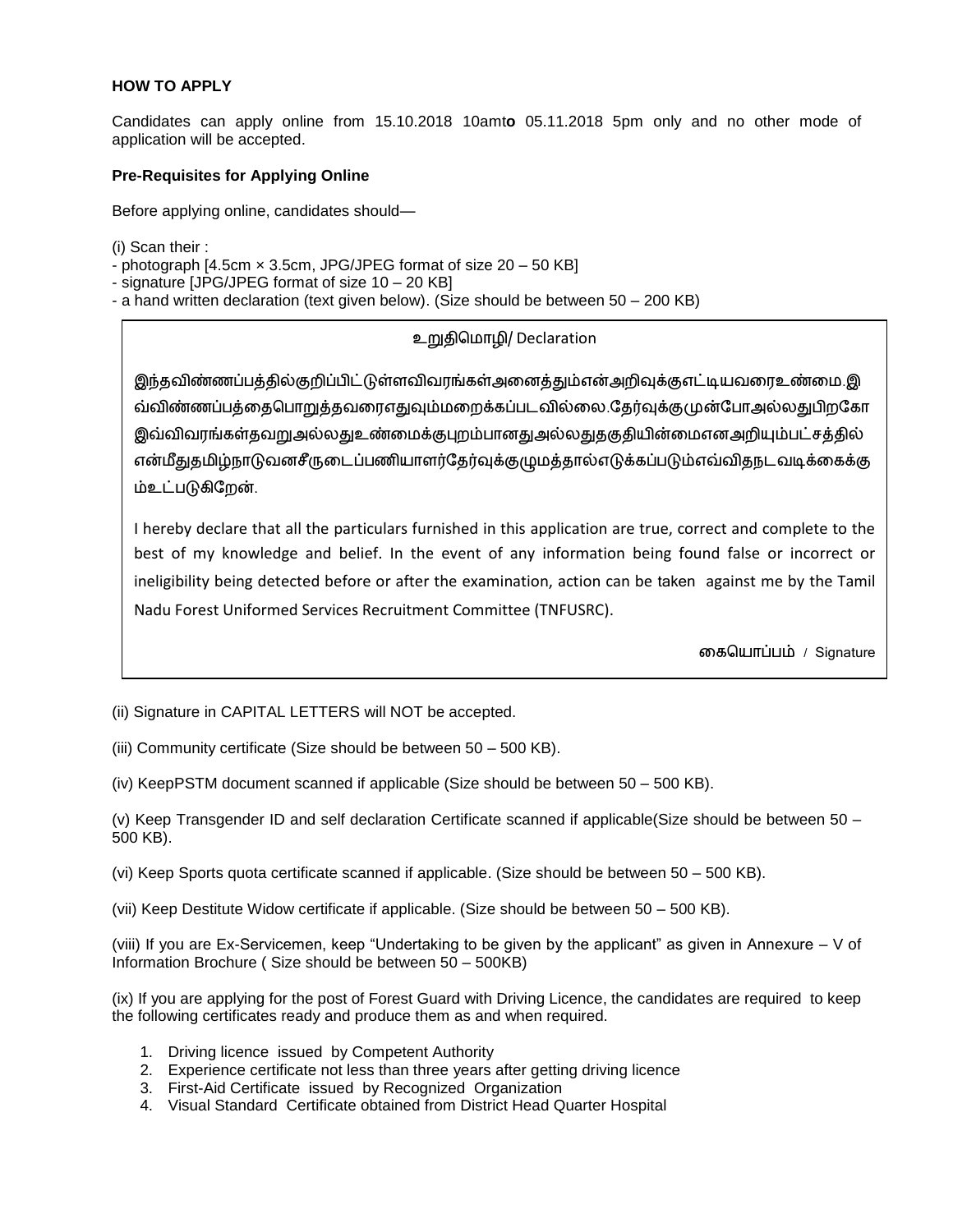**HOW TO APPLY**

Candidates can apply online from 15.10.2018 10amt**o** 05.11.2018 5pm only and no other mode of application will be accepted.

**Pre-Requisites for Applying Online**

Before applying online, candidates should—

(i) Scan their :
- photograph [4.5cm × 3.5cm, JPG/JPEG format of size 20 – 50 KB]
- signature [JPG/JPEG format of size 10 – 20 KB]
- a hand written declaration (text given below). (Size should be between 50 – 200 KB)

> உறுதிமொழி/ Declaration
>
> இந்தவிண்ணப்பத்தில்குறிப்பிட்டுள்ளவிவரங்கள்அனைத்தும்என்அறிவுக்குஎட்டியவரைஉண்மை.இவ்விண்ணப்பத்தைபொறுத்தவரைஎதுவும்மறைக்கப்படவில்லை.தேர்வுக்குமுன்போஅல்லதுபிறகோஇவ்விவரங்கள்தவறுஅல்லதுஉண்மைக்குபுறம்பானதுஅல்லதுதகுதியின்மைஎனஅறியும்பட்சத்தில்என்மீதுதமிழ்நாடுவனசீருடைப்பணியாளர்தேர்வுக்குழுமத்தால்எடுக்கப்படும்எவ்விதநடவடிக்கைக்கும்உட்படுகிறேன்.
>
> I hereby declare that all the particulars furnished in this application are true, correct and complete to the best of my knowledge and belief. In the event of any information being found false or incorrect or ineligibility being detected before or after the examination, action can be taken against me by the Tamil Nadu Forest Uniformed Services Recruitment Committee (TNFUSRC).
>
> கையொப்பம் / Signature

(ii) Signature in CAPITAL LETTERS will NOT be accepted.

(iii) Community certificate (Size should be between 50 – 500 KB).

(iv) KeepPSTM document scanned if applicable (Size should be between 50 – 500 KB).

(v) Keep Transgender ID and self declaration Certificate scanned if applicable(Size should be between 50 – 500 KB).

(vi) Keep Sports quota certificate scanned if applicable. (Size should be between 50 – 500 KB).

(vii) Keep Destitute Widow certificate if applicable. (Size should be between 50 – 500 KB).

(viii) If you are Ex-Servicemen, keep "Undertaking to be given by the applicant" as given in Annexure – V of Information Brochure ( Size should be between 50 – 500KB)

(ix) If you are applying for the post of Forest Guard with Driving Licence, the candidates are required to keep the following certificates ready and produce them as and when required.

1. Driving licence issued by Competent Authority
2. Experience certificate not less than three years after getting driving licence
3. First-Aid Certificate issued by Recognized Organization
4. Visual Standard Certificate obtained from District Head Quarter Hospital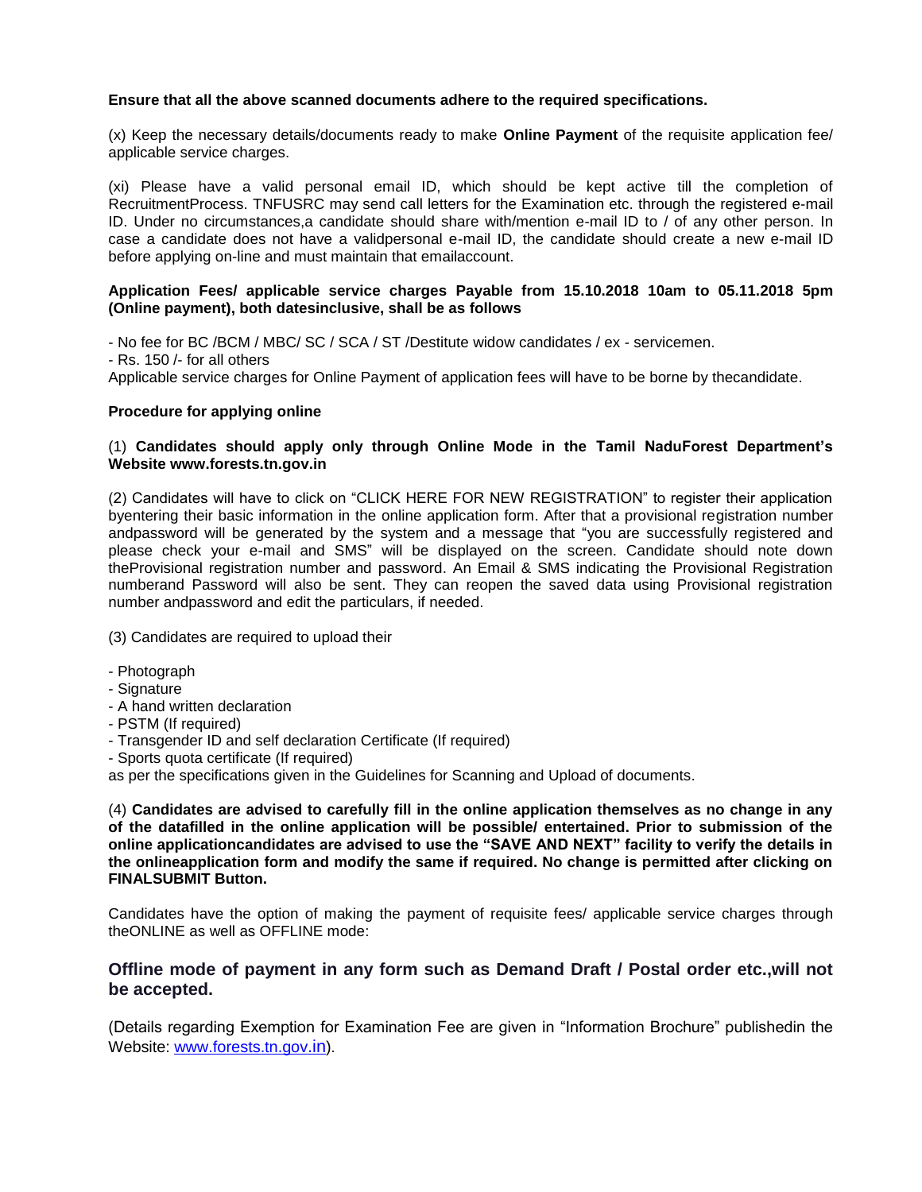**Ensure that all the above scanned documents adhere to the required specifications.**

(x) Keep the necessary details/documents ready to make **Online Payment** of the requisite application fee/ applicable service charges.

(xi) Please have a valid personal email ID, which should be kept active till the completion of RecruitmentProcess. TNFUSRC may send call letters for the Examination etc. through the registered e-mail ID. Under no circumstances,a candidate should share with/mention e-mail ID to / of any other person. In case a candidate does not have a validpersonal e-mail ID, the candidate should create a new e-mail ID before applying on-line and must maintain that emailaccount.

**Application Fees/ applicable service charges Payable from 15.10.2018 10am to 05.11.2018 5pm (Online payment), both datesinclusive, shall be as follows**

- No fee for BC /BCM / MBC/ SC / SCA / ST /Destitute widow candidates / ex - servicemen.
- Rs. 150 /- for all others

Applicable service charges for Online Payment of application fees will have to be borne by thecandidate.

**Procedure for applying online**

(1) **Candidates should apply only through Online Mode in the Tamil NaduForest Department's Website www.forests.tn.gov.in**

(2) Candidates will have to click on "CLICK HERE FOR NEW REGISTRATION" to register their application byentering their basic information in the online application form. After that a provisional registration number andpassword will be generated by the system and a message that "you are successfully registered and please check your e-mail and SMS" will be displayed on the screen. Candidate should note down theProvisional registration number and password. An Email & SMS indicating the Provisional Registration numberand Password will also be sent. They can reopen the saved data using Provisional registration number andpassword and edit the particulars, if needed.

(3) Candidates are required to upload their

- Photograph
- Signature
- A hand written declaration
- PSTM (If required)
- Transgender ID and self declaration Certificate (If required)
- Sports quota certificate (If required)

as per the specifications given in the Guidelines for Scanning and Upload of documents.

(4) **Candidates are advised to carefully fill in the online application themselves as no change in any of the datafilled in the online application will be possible/ entertained. Prior to submission of the online applicationcandidates are advised to use the "SAVE AND NEXT" facility to verify the details in the onlineapplication form and modify the same if required. No change is permitted after clicking on FINALSUBMIT Button.**

Candidates have the option of making the payment of requisite fees/ applicable service charges through theONLINE as well as OFFLINE mode:

**Offline mode of payment in any form such as Demand Draft / Postal order etc.,will not be accepted.**

(Details regarding Exemption for Examination Fee are given in "Information Brochure" publishedin the Website: www.forests.tn.gov.in).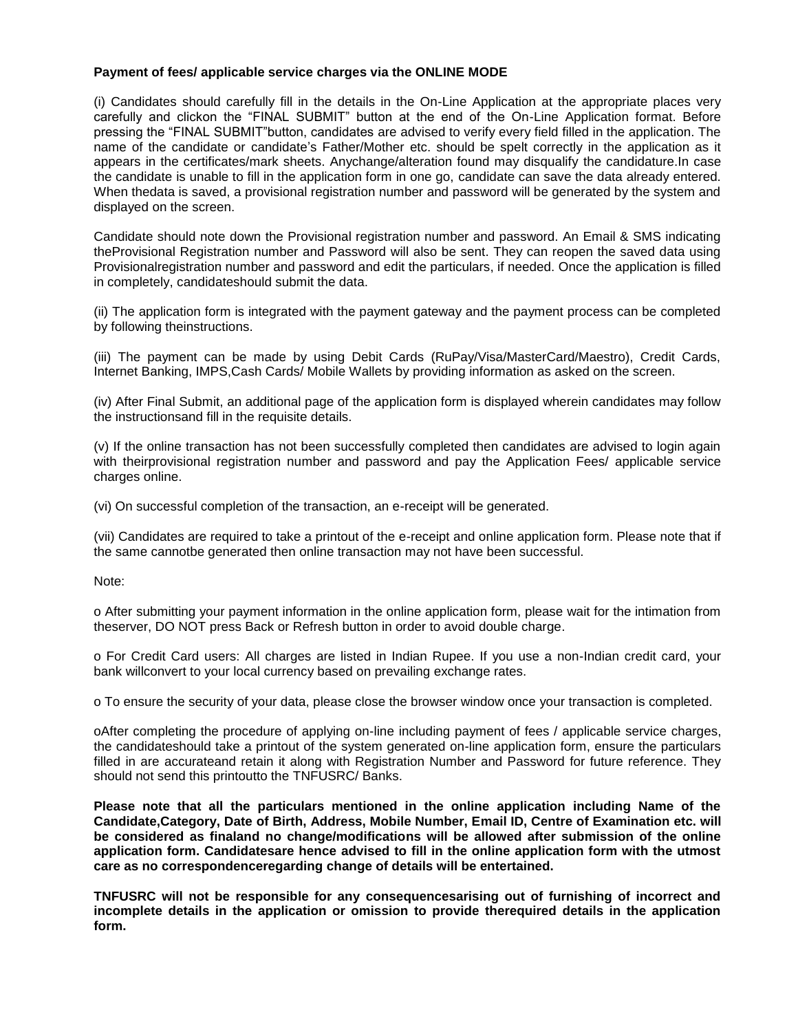**Payment of fees/ applicable service charges via the ONLINE MODE**

(i) Candidates should carefully fill in the details in the On-Line Application at the appropriate places very carefully and clickon the "FINAL SUBMIT" button at the end of the On-Line Application format. Before pressing the "FINAL SUBMIT"button, candidates are advised to verify every field filled in the application. The name of the candidate or candidate's Father/Mother etc. should be spelt correctly in the application as it appears in the certificates/mark sheets. Anychange/alteration found may disqualify the candidature.In case the candidate is unable to fill in the application form in one go, candidate can save the data already entered. When thedata is saved, a provisional registration number and password will be generated by the system and displayed on the screen.

Candidate should note down the Provisional registration number and password. An Email & SMS indicating theProvisional Registration number and Password will also be sent. They can reopen the saved data using Provisionalregistration number and password and edit the particulars, if needed. Once the application is filled in completely, candidateshould submit the data.

(ii) The application form is integrated with the payment gateway and the payment process can be completed by following theinstructions.

(iii) The payment can be made by using Debit Cards (RuPay/Visa/MasterCard/Maestro), Credit Cards, Internet Banking, IMPS,Cash Cards/ Mobile Wallets by providing information as asked on the screen.

(iv) After Final Submit, an additional page of the application form is displayed wherein candidates may follow the instructionsand fill in the requisite details.

(v) If the online transaction has not been successfully completed then candidates are advised to login again with theirprovisional registration number and password and pay the Application Fees/ applicable service charges online.

(vi) On successful completion of the transaction, an e-receipt will be generated.

(vii) Candidates are required to take a printout of the e-receipt and online application form. Please note that if the same cannotbe generated then online transaction may not have been successful.

Note:

o After submitting your payment information in the online application form, please wait for the intimation from theserver, DO NOT press Back or Refresh button in order to avoid double charge.

o For Credit Card users: All charges are listed in Indian Rupee. If you use a non-Indian credit card, your bank willconvert to your local currency based on prevailing exchange rates.

o To ensure the security of your data, please close the browser window once your transaction is completed.

oAfter completing the procedure of applying on-line including payment of fees / applicable service charges, the candidateshould take a printout of the system generated on-line application form, ensure the particulars filled in are accurateand retain it along with Registration Number and Password for future reference. They should not send this printoutto the TNFUSRC/ Banks.

**Please note that all the particulars mentioned in the online application including Name of the Candidate,Category, Date of Birth, Address, Mobile Number, Email ID, Centre of Examination etc. will be considered as finaland no change/modifications will be allowed after submission of the online application form. Candidatesare hence advised to fill in the online application form with the utmost care as no correspondenceregarding change of details will be entertained.**

**TNFUSRC will not be responsible for any consequencesarising out of furnishing of incorrect and incomplete details in the application or omission to provide therequired details in the application form.**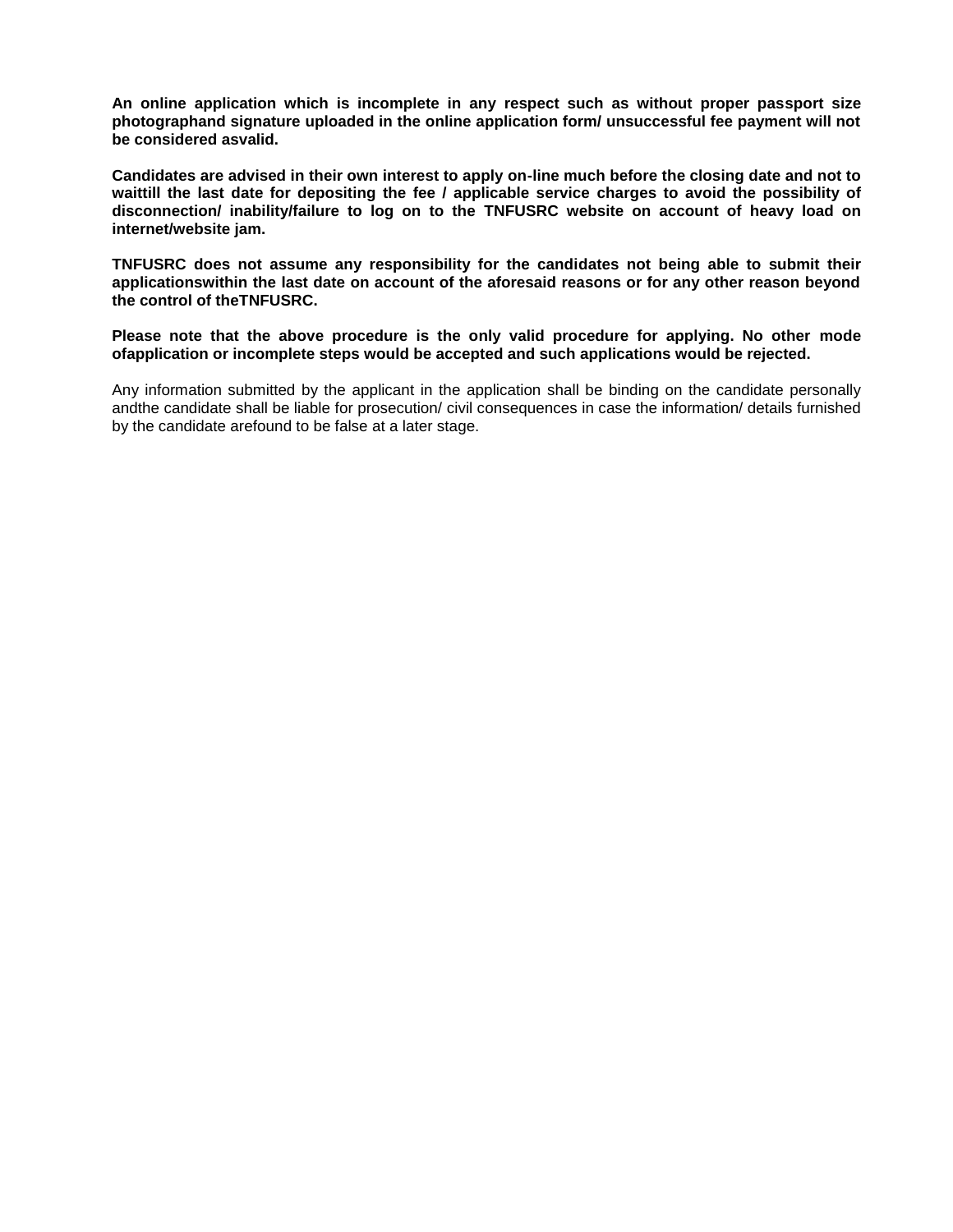**An online application which is incomplete in any respect such as without proper passport size photographand signature uploaded in the online application form/ unsuccessful fee payment will not be considered asvalid.**

**Candidates are advised in their own interest to apply on-line much before the closing date and not to waittill the last date for depositing the fee / applicable service charges to avoid the possibility of disconnection/ inability/failure to log on to the TNFUSRC website on account of heavy load on internet/website jam.**

**TNFUSRC does not assume any responsibility for the candidates not being able to submit their applicationswithin the last date on account of the aforesaid reasons or for any other reason beyond the control of theTNFUSRC.**

**Please note that the above procedure is the only valid procedure for applying. No other mode ofapplication or incomplete steps would be accepted and such applications would be rejected.**

Any information submitted by the applicant in the application shall be binding on the candidate personally andthe candidate shall be liable for prosecution/ civil consequences in case the information/ details furnished by the candidate arefound to be false at a later stage.